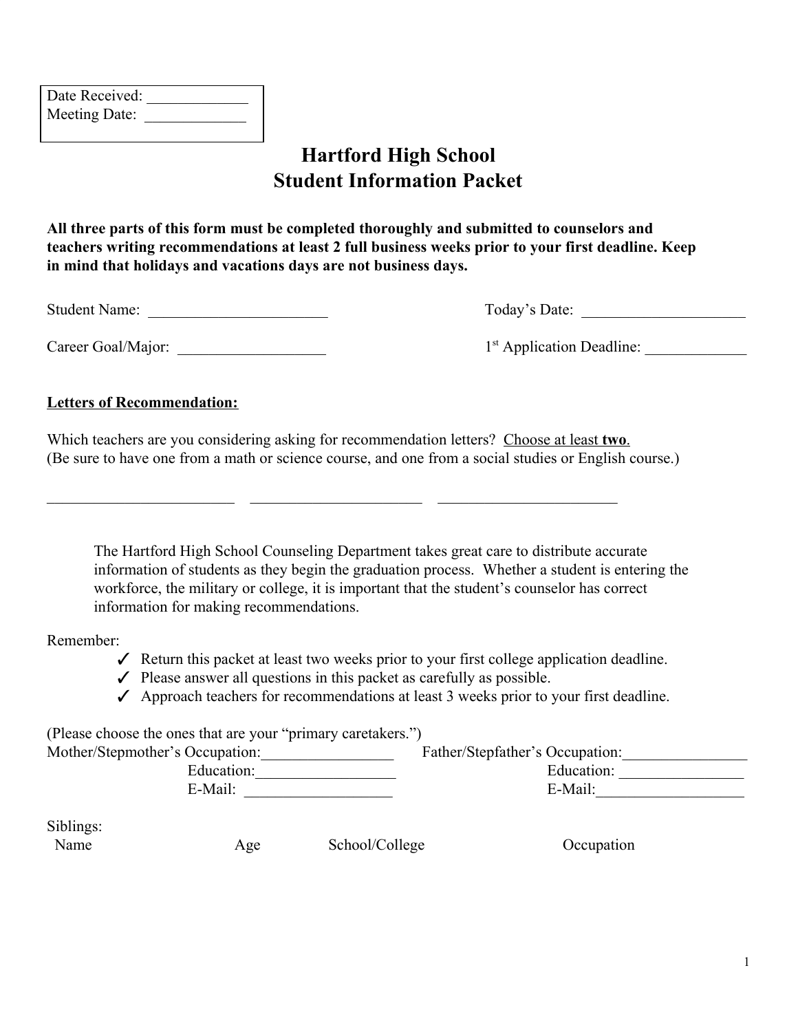Date Received: _____________
Meeting Date: _____________

# Hartford High School
# Student Information Packet

**All three parts of this form must be completed thoroughly and submitted to counselors and teachers writing recommendations at least 2 full business weeks prior to your first deadline. Keep in mind that holidays and vacations days are not business days.**

Student Name: _______________________ Today's Date: _____________________

Career Goal/Major: __________________ 1st Application Deadline: _____________

**Letters of Recommendation:**

Which teachers are you considering asking for recommendation letters? Choose at least **two**.
(Be sure to have one from a math or science course, and one from a social studies or English course.)

________________________ ______________________ _______________________

The Hartford High School Counseling Department takes great care to distribute accurate information of students as they begin the graduation process. Whether a student is entering the workforce, the military or college, it is important that the student's counselor has correct information for making recommendations.

Remember:

- ✓ Return this packet at least two weeks prior to your first college application deadline.
- ✓ Please answer all questions in this packet as carefully as possible.
- ✓ Approach teachers for recommendations at least 3 weeks prior to your first deadline.

(Please choose the ones that are your "primary caretakers.")

Mother/Stepmother's Occupation:_________________ Father/Stepfather's Occupation:________________
Education:_________________ Education: ________________
E-Mail: __________________ E-Mail:___________________

Siblings:

| Name | Age | School/College | Occupation |
|---|---|---|---|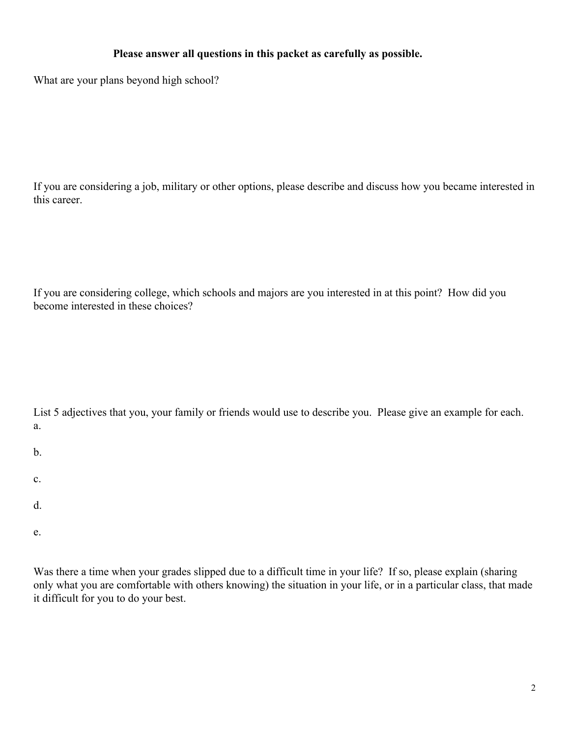**Please answer all questions in this packet as carefully as possible.**

What are your plans beyond high school?

If you are considering a job, military or other options, please describe and discuss how you became interested in this career.

If you are considering college, which schools and majors are you interested in at this point? How did you become interested in these choices?

List 5 adjectives that you, your family or friends would use to describe you. Please give an example for each.

a.

b.

c.

d.

e.

Was there a time when your grades slipped due to a difficult time in your life? If so, please explain (sharing only what you are comfortable with others knowing) the situation in your life, or in a particular class, that made it difficult for you to do your best.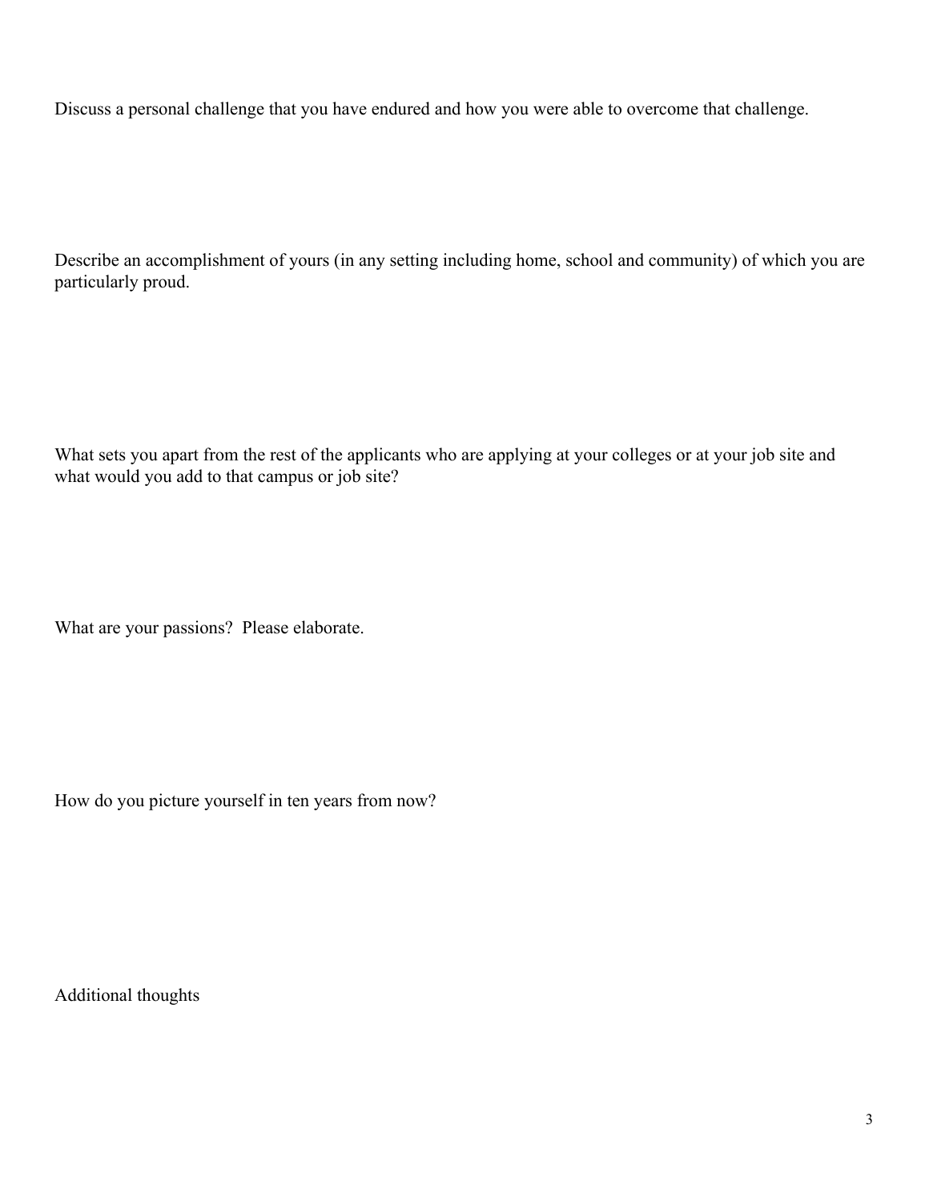Discuss a personal challenge that you have endured and how you were able to overcome that challenge.

Describe an accomplishment of yours (in any setting including home, school and community) of which you are particularly proud.

What sets you apart from the rest of the applicants who are applying at your colleges or at your job site and what would you add to that campus or job site?

What are your passions?  Please elaborate.

How do you picture yourself in ten years from now?

Additional thoughts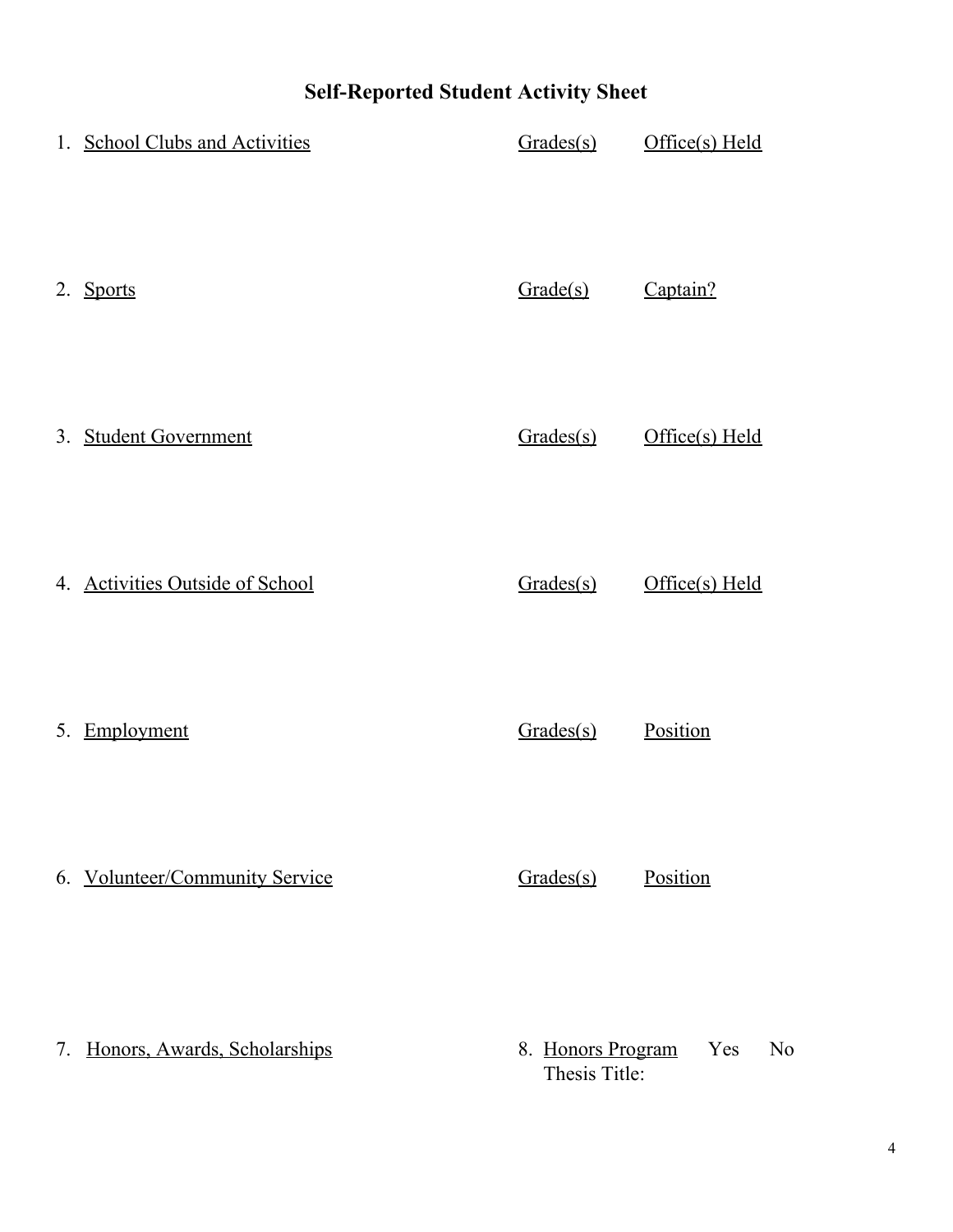# Self-Reported Student Activity Sheet

| | Grades(s) | Office(s) Held |
|---|---|---|
| 1. School Clubs and Activities | | |

| | Grade(s) | Captain? |
|---|---|---|
| 2. Sports | | |

| | Grades(s) | Office(s) Held |
|---|---|---|
| 3. Student Government | | |

| | Grades(s) | Office(s) Held |
|---|---|---|
| 4. Activities Outside of School | | |

| | Grades(s) | Position |
|---|---|---|
| 5. Employment | | |

| | Grades(s) | Position |
|---|---|---|
| 6. Volunteer/Community Service | | |

7. Honors, Awards, Scholarships

8. Honors Program Yes No
   Thesis Title: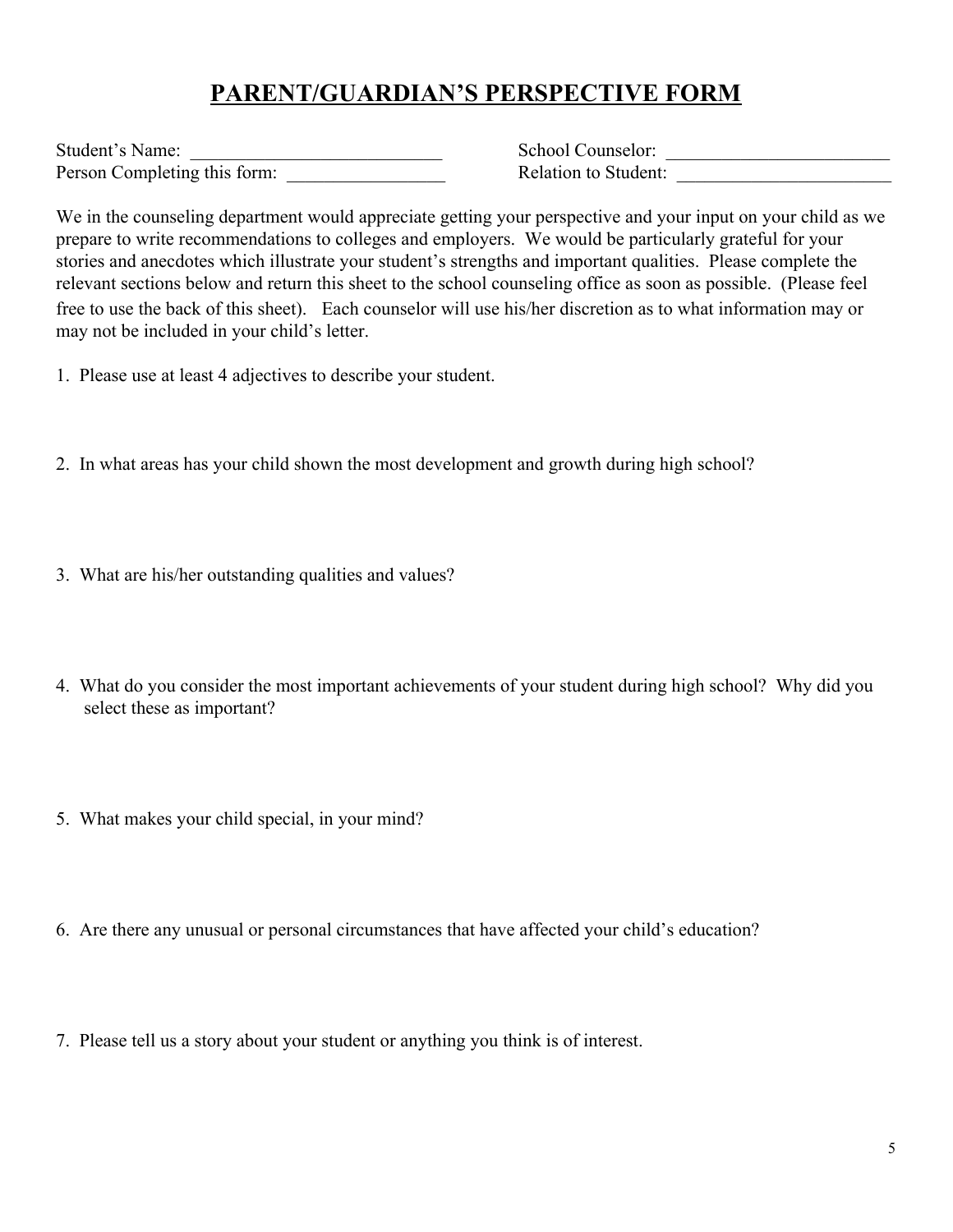# PARENT/GUARDIAN'S PERSPECTIVE FORM

Student's Name: ___________________________ School Counselor: ________________________

Person Completing this form: _________________ Relation to Student: _______________________

We in the counseling department would appreciate getting your perspective and your input on your child as we prepare to write recommendations to colleges and employers. We would be particularly grateful for your stories and anecdotes which illustrate your student's strengths and important qualities. Please complete the relevant sections below and return this sheet to the school counseling office as soon as possible. (Please feel free to use the back of this sheet). Each counselor will use his/her discretion as to what information may or may not be included in your child's letter.

1. Please use at least 4 adjectives to describe your student.

2. In what areas has your child shown the most development and growth during high school?

3. What are his/her outstanding qualities and values?

4. What do you consider the most important achievements of your student during high school? Why did you select these as important?

5. What makes your child special, in your mind?

6. Are there any unusual or personal circumstances that have affected your child's education?

7. Please tell us a story about your student or anything you think is of interest.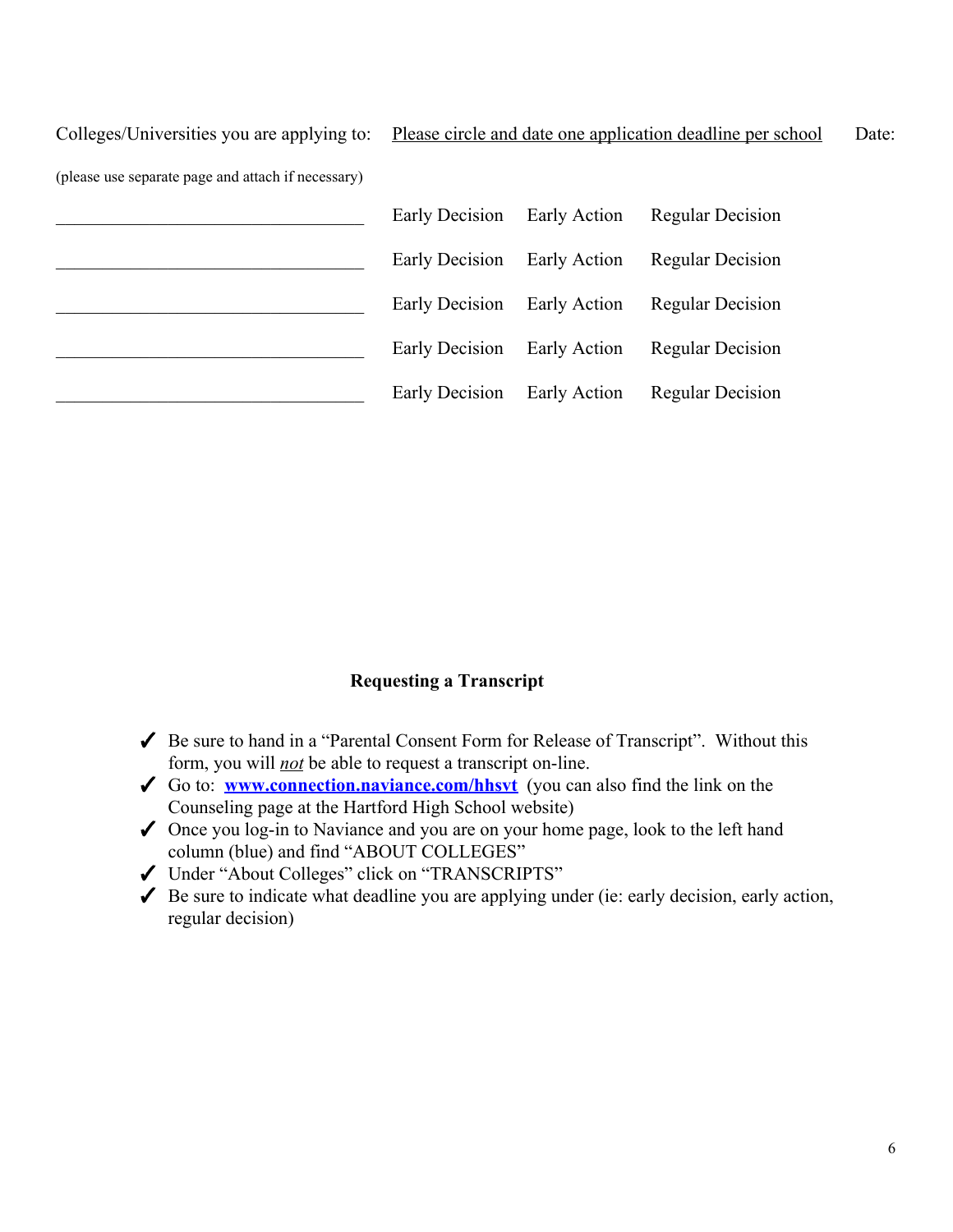| Colleges/Universities you are applying to: | Please circle and date one application deadline per school | | | Date: |
|---|---|---|---|---|
| (please use separate page and attach if necessary) | | | | |
| ___________________________________ | Early Decision | Early Action | Regular Decision | |
| ___________________________________ | Early Decision | Early Action | Regular Decision | |
| ___________________________________ | Early Decision | Early Action | Regular Decision | |
| ___________________________________ | Early Decision | Early Action | Regular Decision | |
| ___________________________________ | Early Decision | Early Action | Regular Decision | |

### Requesting a Transcript

- ✓ Be sure to hand in a "Parental Consent Form for Release of Transcript". Without this form, you will ***not*** be able to request a transcript on-line.
- ✓ Go to: **www.connection.naviance.com/hhsvt** (you can also find the link on the Counseling page at the Hartford High School website)
- ✓ Once you log-in to Naviance and you are on your home page, look to the left hand column (blue) and find "ABOUT COLLEGES"
- ✓ Under "About Colleges" click on "TRANSCRIPTS"
- ✓ Be sure to indicate what deadline you are applying under (ie: early decision, early action, regular decision)